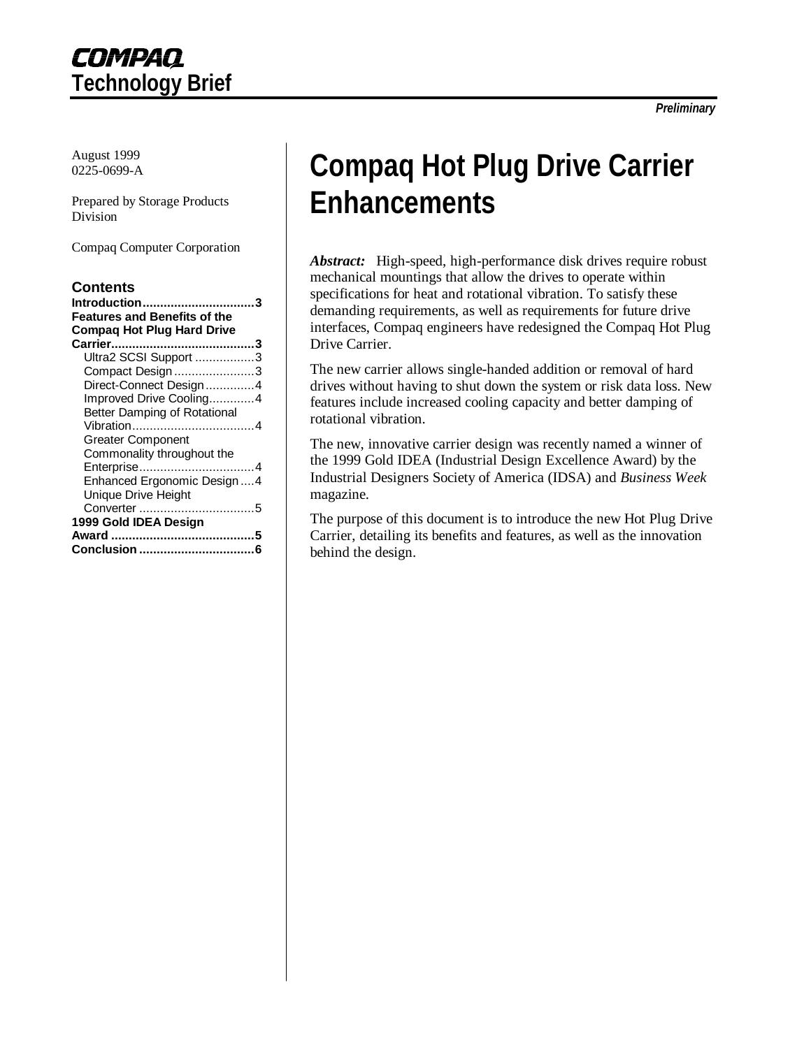**COMPAQ**
**Technology Brief**

*Preliminary*

August 1999
0225-0699-A

Prepared by Storage Products Division

Compaq Computer Corporation

**Contents**

**Introduction................................3**
**Features and Benefits of the Compaq Hot Plug Hard Drive Carrier.........................................3**
- Ultra2 SCSI Support .................3
- Compact Design.......................3
- Direct-Connect Design..............4
- Improved Drive Cooling.............4
- Better Damping of Rotational Vibration...................................4
- Greater Component Commonality throughout the Enterprise.................................4
- Enhanced Ergonomic Design....4
- Unique Drive Height Converter .................................5

**1999 Gold IDEA Design Award .........................................5**
**Conclusion.................................6**

# Compaq Hot Plug Drive Carrier Enhancements

***Abstract:*** High-speed, high-performance disk drives require robust mechanical mountings that allow the drives to operate within specifications for heat and rotational vibration. To satisfy these demanding requirements, as well as requirements for future drive interfaces, Compaq engineers have redesigned the Compaq Hot Plug Drive Carrier.

The new carrier allows single-handed addition or removal of hard drives without having to shut down the system or risk data loss. New features include increased cooling capacity and better damping of rotational vibration.

The new, innovative carrier design was recently named a winner of the 1999 Gold IDEA (Industrial Design Excellence Award) by the Industrial Designers Society of America (IDSA) and *Business Week* magazine.

The purpose of this document is to introduce the new Hot Plug Drive Carrier, detailing its benefits and features, as well as the innovation behind the design.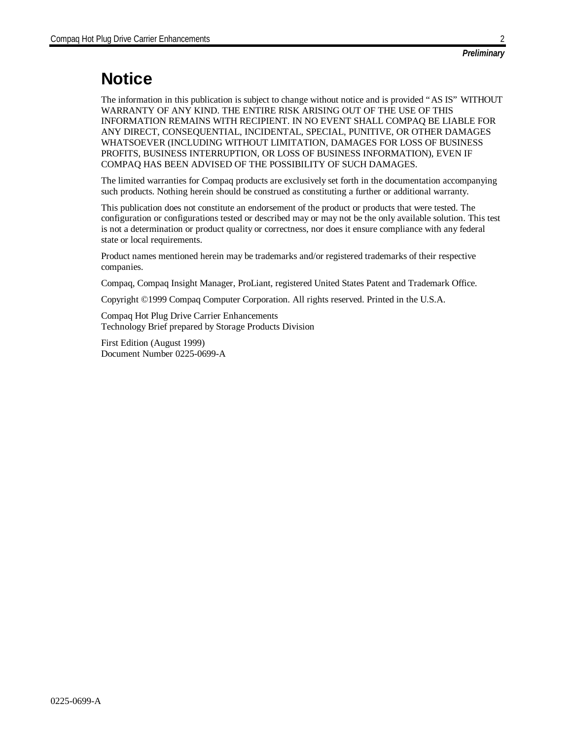*Preliminary*

# Notice

The information in this publication is subject to change without notice and is provided "AS IS" WITHOUT WARRANTY OF ANY KIND. THE ENTIRE RISK ARISING OUT OF THE USE OF THIS INFORMATION REMAINS WITH RECIPIENT. IN NO EVENT SHALL COMPAQ BE LIABLE FOR ANY DIRECT, CONSEQUENTIAL, INCIDENTAL, SPECIAL, PUNITIVE, OR OTHER DAMAGES WHATSOEVER (INCLUDING WITHOUT LIMITATION, DAMAGES FOR LOSS OF BUSINESS PROFITS, BUSINESS INTERRUPTION, OR LOSS OF BUSINESS INFORMATION), EVEN IF COMPAQ HAS BEEN ADVISED OF THE POSSIBILITY OF SUCH DAMAGES.

The limited warranties for Compaq products are exclusively set forth in the documentation accompanying such products. Nothing herein should be construed as constituting a further or additional warranty.

This publication does not constitute an endorsement of the product or products that were tested. The configuration or configurations tested or described may or may not be the only available solution. This test is not a determination or product quality or correctness, nor does it ensure compliance with any federal state or local requirements.

Product names mentioned herein may be trademarks and/or registered trademarks of their respective companies.

Compaq, Compaq Insight Manager, ProLiant, registered United States Patent and Trademark Office.

Copyright ©1999 Compaq Computer Corporation. All rights reserved. Printed in the U.S.A.

Compaq Hot Plug Drive Carrier Enhancements
Technology Brief prepared by Storage Products Division

First Edition (August 1999)
Document Number 0225-0699-A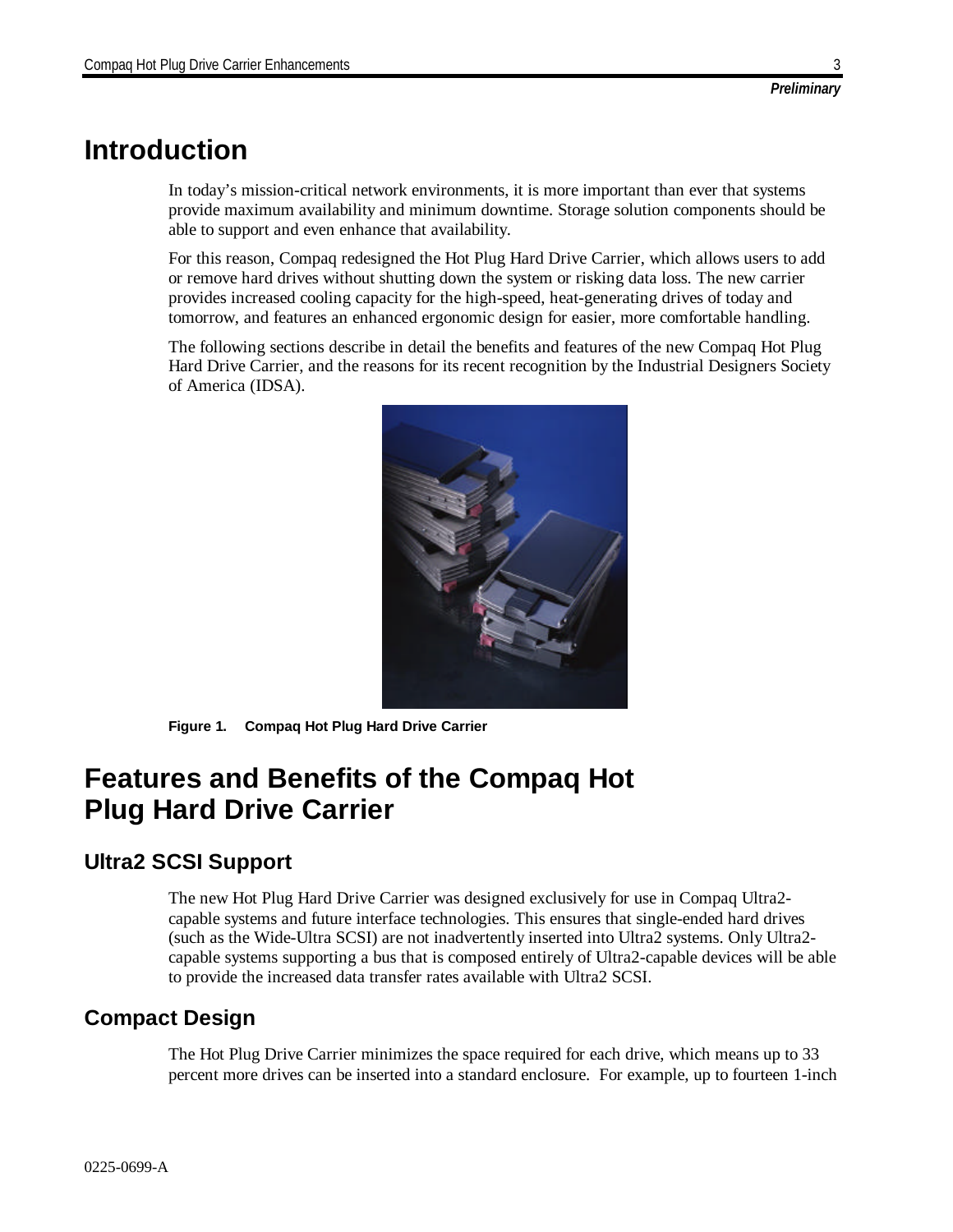# Introduction

In today's mission-critical network environments, it is more important than ever that systems provide maximum availability and minimum downtime. Storage solution components should be able to support and even enhance that availability.

For this reason, Compaq redesigned the Hot Plug Hard Drive Carrier, which allows users to add or remove hard drives without shutting down the system or risking data loss. The new carrier provides increased cooling capacity for the high-speed, heat-generating drives of today and tomorrow, and features an enhanced ergonomic design for easier, more comfortable handling.

The following sections describe in detail the benefits and features of the new Compaq Hot Plug Hard Drive Carrier, and the reasons for its recent recognition by the Industrial Designers Society of America (IDSA).

**Figure 1. Compaq Hot Plug Hard Drive Carrier**

# Features and Benefits of the Compaq Hot Plug Hard Drive Carrier

## Ultra2 SCSI Support

The new Hot Plug Hard Drive Carrier was designed exclusively for use in Compaq Ultra2-capable systems and future interface technologies. This ensures that single-ended hard drives (such as the Wide-Ultra SCSI) are not inadvertently inserted into Ultra2 systems. Only Ultra2-capable systems supporting a bus that is composed entirely of Ultra2-capable devices will be able to provide the increased data transfer rates available with Ultra2 SCSI.

## Compact Design

The Hot Plug Drive Carrier minimizes the space required for each drive, which means up to 33 percent more drives can be inserted into a standard enclosure. For example, up to fourteen 1-inch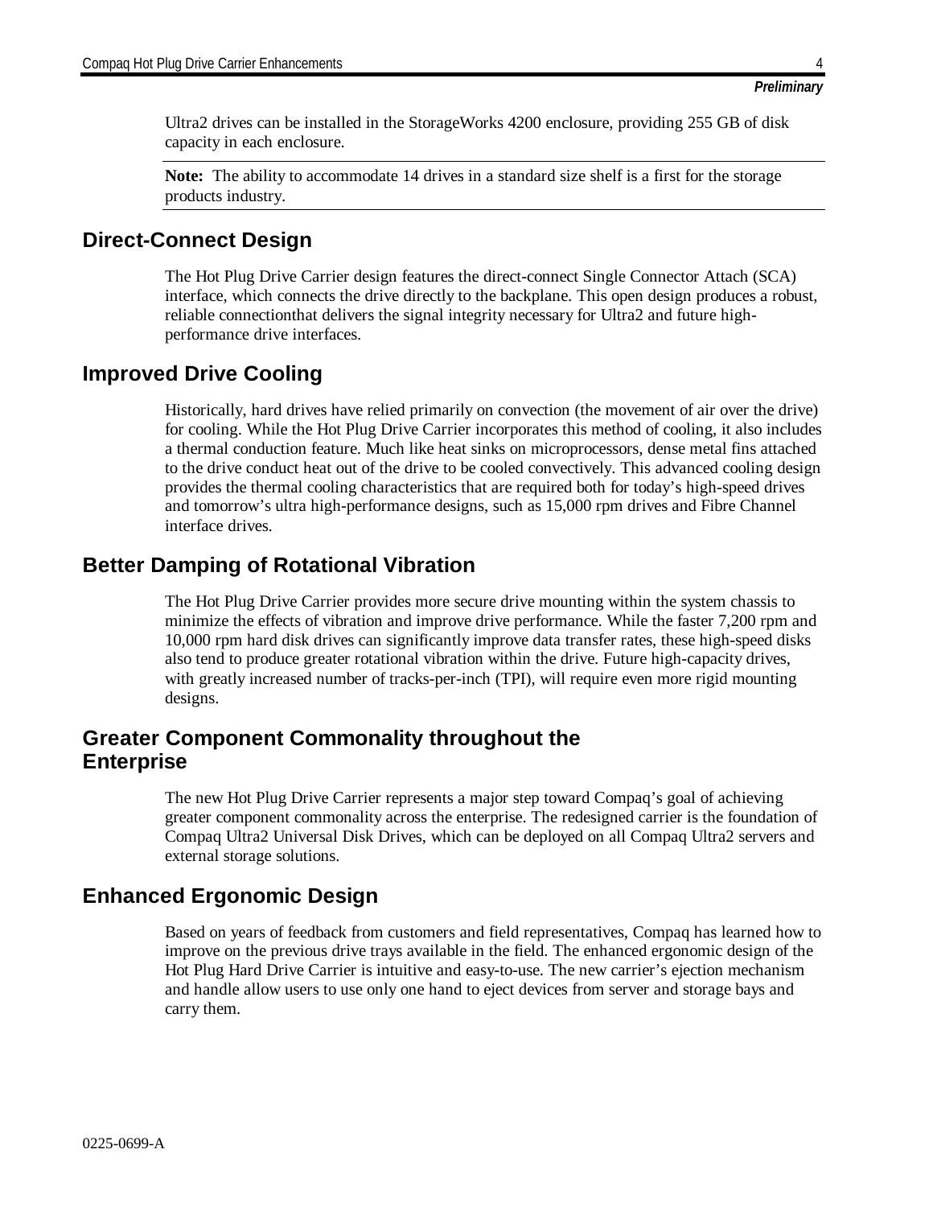Ultra2 drives can be installed in the StorageWorks 4200 enclosure, providing 255 GB of disk capacity in each enclosure.

**Note:** The ability to accommodate 14 drives in a standard size shelf is a first for the storage products industry.

## Direct-Connect Design

The Hot Plug Drive Carrier design features the direct-connect Single Connector Attach (SCA) interface, which connects the drive directly to the backplane. This open design produces a robust, reliable connectionthat delivers the signal integrity necessary for Ultra2 and future high-performance drive interfaces.

## Improved Drive Cooling

Historically, hard drives have relied primarily on convection (the movement of air over the drive) for cooling. While the Hot Plug Drive Carrier incorporates this method of cooling, it also includes a thermal conduction feature. Much like heat sinks on microprocessors, dense metal fins attached to the drive conduct heat out of the drive to be cooled convectively. This advanced cooling design provides the thermal cooling characteristics that are required both for today's high-speed drives and tomorrow's ultra high-performance designs, such as 15,000 rpm drives and Fibre Channel interface drives.

## Better Damping of Rotational Vibration

The Hot Plug Drive Carrier provides more secure drive mounting within the system chassis to minimize the effects of vibration and improve drive performance. While the faster 7,200 rpm and 10,000 rpm hard disk drives can significantly improve data transfer rates, these high-speed disks also tend to produce greater rotational vibration within the drive. Future high-capacity drives, with greatly increased number of tracks-per-inch (TPI), will require even more rigid mounting designs.

## Greater Component Commonality throughout the Enterprise

The new Hot Plug Drive Carrier represents a major step toward Compaq's goal of achieving greater component commonality across the enterprise. The redesigned carrier is the foundation of Compaq Ultra2 Universal Disk Drives, which can be deployed on all Compaq Ultra2 servers and external storage solutions.

## Enhanced Ergonomic Design

Based on years of feedback from customers and field representatives, Compaq has learned how to improve on the previous drive trays available in the field. The enhanced ergonomic design of the Hot Plug Hard Drive Carrier is intuitive and easy-to-use. The new carrier's ejection mechanism and handle allow users to use only one hand to eject devices from server and storage bays and carry them.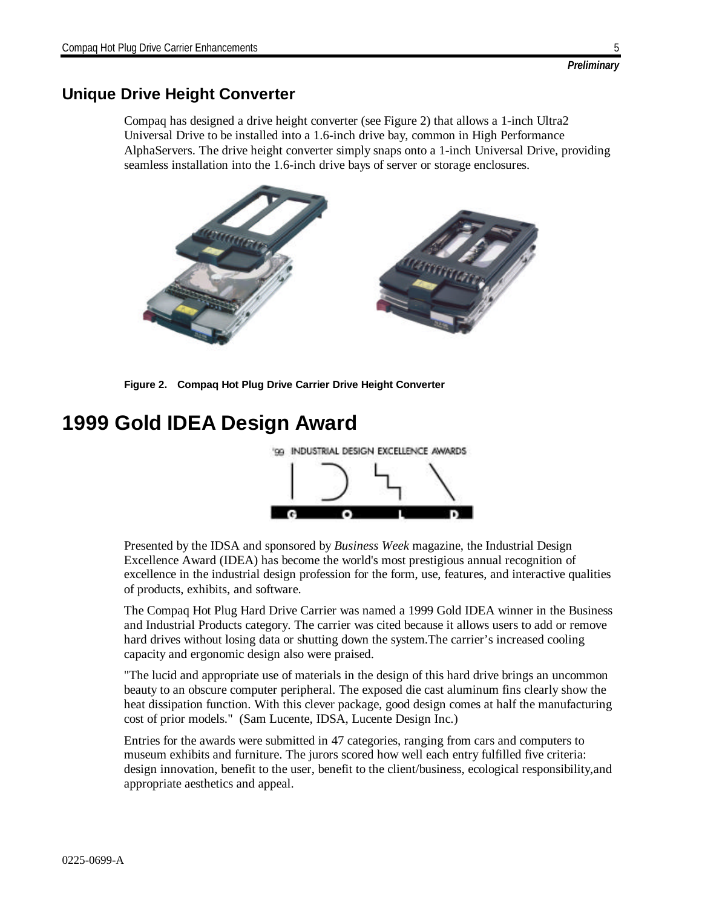*Preliminary*

## Unique Drive Height Converter

Compaq has designed a drive height converter (see Figure 2) that allows a 1-inch Ultra2 Universal Drive to be installed into a 1.6-inch drive bay, common in High Performance AlphaServers. The drive height converter simply snaps onto a 1-inch Universal Drive, providing seamless installation into the 1.6-inch drive bays of server or storage enclosures.

**Figure 2. Compaq Hot Plug Drive Carrier Drive Height Converter**

# 1999 Gold IDEA Design Award

Presented by the IDSA and sponsored by *Business Week* magazine, the Industrial Design Excellence Award (IDEA) has become the world's most prestigious annual recognition of excellence in the industrial design profession for the form, use, features, and interactive qualities of products, exhibits, and software.

The Compaq Hot Plug Hard Drive Carrier was named a 1999 Gold IDEA winner in the Business and Industrial Products category. The carrier was cited because it allows users to add or remove hard drives without losing data or shutting down the system.The carrier's increased cooling capacity and ergonomic design also were praised.

"The lucid and appropriate use of materials in the design of this hard drive brings an uncommon beauty to an obscure computer peripheral. The exposed die cast aluminum fins clearly show the heat dissipation function. With this clever package, good design comes at half the manufacturing cost of prior models." (Sam Lucente, IDSA, Lucente Design Inc.)

Entries for the awards were submitted in 47 categories, ranging from cars and computers to museum exhibits and furniture. The jurors scored how well each entry fulfilled five criteria: design innovation, benefit to the user, benefit to the client/business, ecological responsibility,and appropriate aesthetics and appeal.

0225-0699-A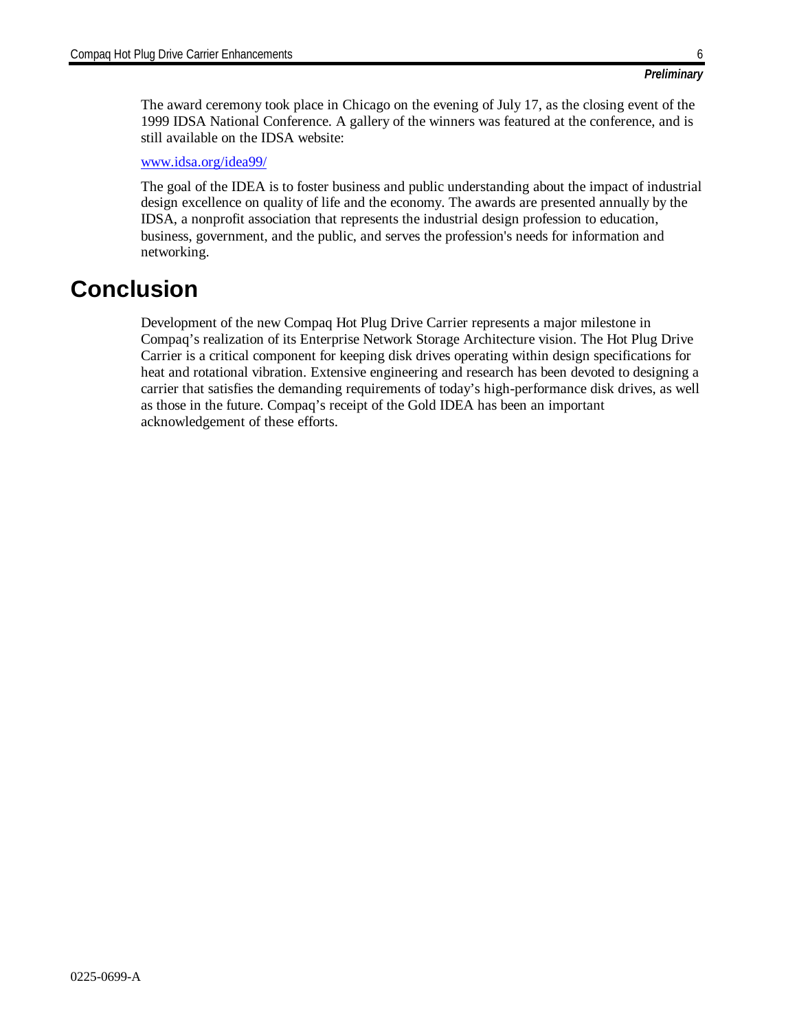The award ceremony took place in Chicago on the evening of July 17, as the closing event of the 1999 IDSA National Conference. A gallery of the winners was featured at the conference, and is still available on the IDSA website:

www.idsa.org/idea99/

The goal of the IDEA is to foster business and public understanding about the impact of industrial design excellence on quality of life and the economy. The awards are presented annually by the IDSA, a nonprofit association that represents the industrial design profession to education, business, government, and the public, and serves the profession's needs for information and networking.

# Conclusion

Development of the new Compaq Hot Plug Drive Carrier represents a major milestone in Compaq's realization of its Enterprise Network Storage Architecture vision. The Hot Plug Drive Carrier is a critical component for keeping disk drives operating within design specifications for heat and rotational vibration. Extensive engineering and research has been devoted to designing a carrier that satisfies the demanding requirements of today's high-performance disk drives, as well as those in the future. Compaq's receipt of the Gold IDEA has been an important acknowledgement of these efforts.